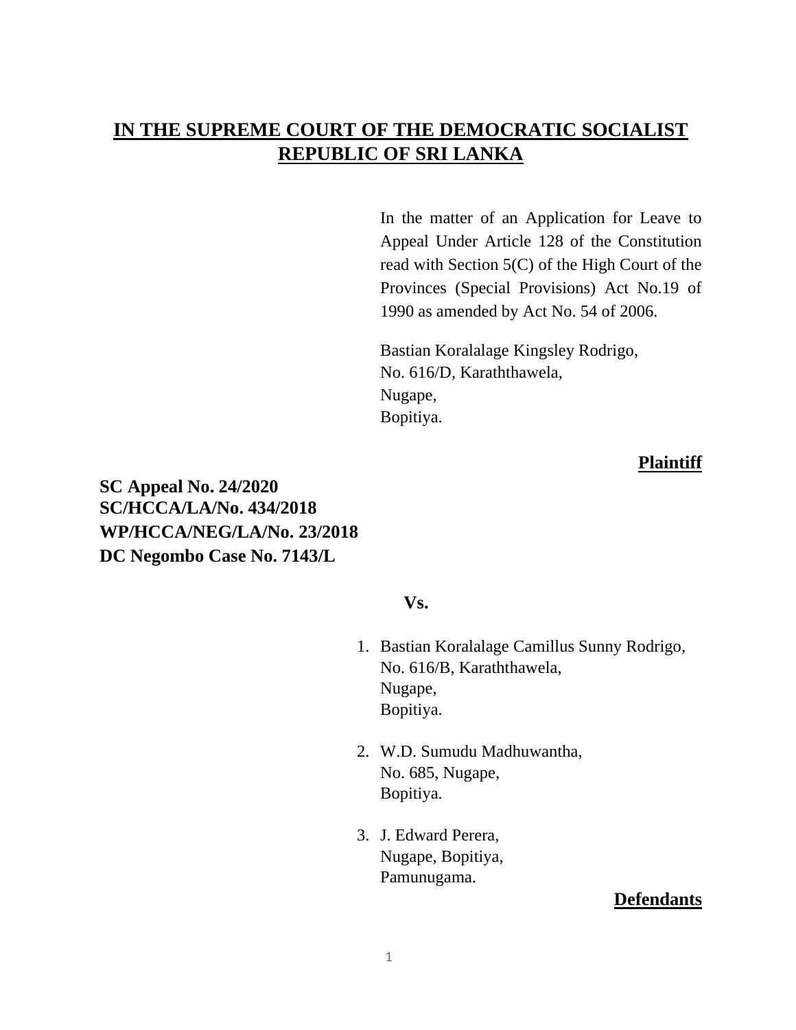# IN THE SUPREME COURT OF THE DEMOCRATIC SOCIALIST REPUBLIC OF SRI LANKA

In the matter of an Application for Leave to Appeal Under Article 128 of the Constitution read with Section 5(C) of the High Court of the Provinces (Special Provisions) Act No.19 of 1990 as amended by Act No. 54 of 2006.

Bastian Koralalage Kingsley Rodrigo,
No. 616/D, Karaththawela,
Nugape,
Bopitiya.

**Plaintiff**

**SC Appeal No. 24/2020**
**SC/HCCA/LA/No. 434/2018**
**WP/HCCA/NEG/LA/No. 23/2018**
**DC Negombo Case No. 7143/L**

**Vs.**

1. Bastian Koralalage Camillus Sunny Rodrigo,
   No. 616/B, Karaththawela,
   Nugape,
   Bopitiya.

2. W.D. Sumudu Madhuwantha,
   No. 685, Nugape,
   Bopitiya.

3. J. Edward Perera,
   Nugape, Bopitiya,
   Pamunugama.

**Defendants**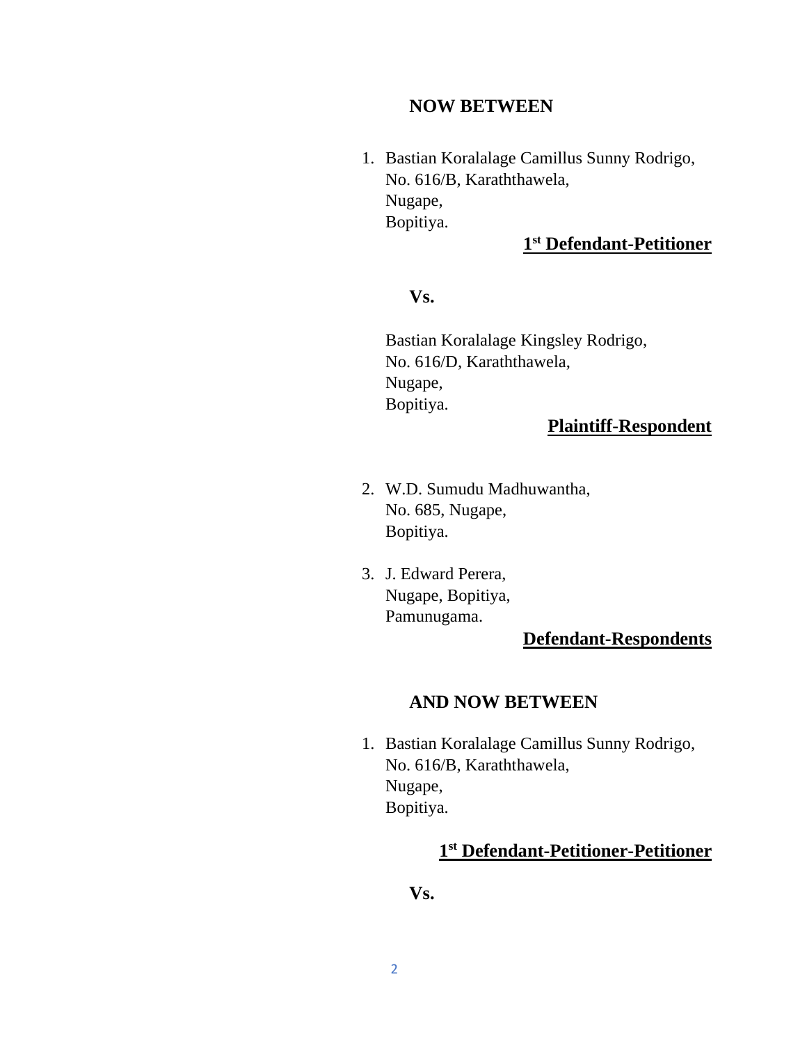**NOW BETWEEN**

1. Bastian Koralalage Camillus Sunny Rodrigo,
   No. 616/B, Karaththawela,
   Nugape,
   Bopitiya.

**1st Defendant-Petitioner**

**Vs.**

Bastian Koralalage Kingsley Rodrigo,
No. 616/D, Karaththawela,
Nugape,
Bopitiya.

**Plaintiff-Respondent**

2. W.D. Sumudu Madhuwantha,
   No. 685, Nugape,
   Bopitiya.

3. J. Edward Perera,
   Nugape, Bopitiya,
   Pamunugama.

**Defendant-Respondents**

**AND NOW BETWEEN**

1. Bastian Koralalage Camillus Sunny Rodrigo,
   No. 616/B, Karaththawela,
   Nugape,
   Bopitiya.

**1st Defendant-Petitioner-Petitioner**

**Vs.**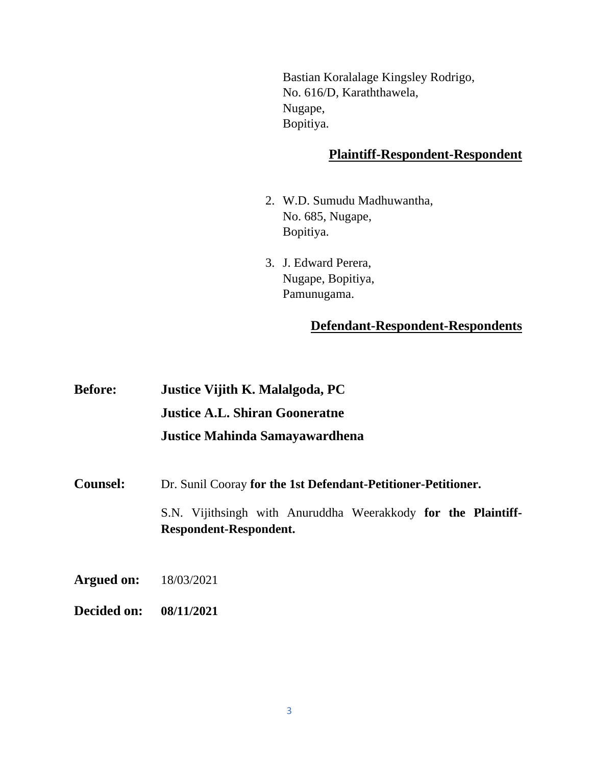Bastian Koralalage Kingsley Rodrigo,
No. 616/D, Karaththawela,
Nugape,
Bopitiya.

**Plaintiff-Respondent-Respondent**

2. W.D. Sumudu Madhuwantha,
   No. 685, Nugape,
   Bopitiya.

3. J. Edward Perera,
   Nugape, Bopitiya,
   Pamunugama.

**Defendant-Respondent-Respondents**

**Before:** **Justice Vijith K. Malalgoda, PC**
**Justice A.L. Shiran Gooneratne**
**Justice Mahinda Samayawardhena**

**Counsel:** Dr. Sunil Cooray **for the 1st Defendant-Petitioner-Petitioner.**

S.N. Vijithsingh with Anuruddha Weerakkody **for the Plaintiff-Respondent-Respondent.**

**Argued on:** 18/03/2021

**Decided on:** **08/11/2021**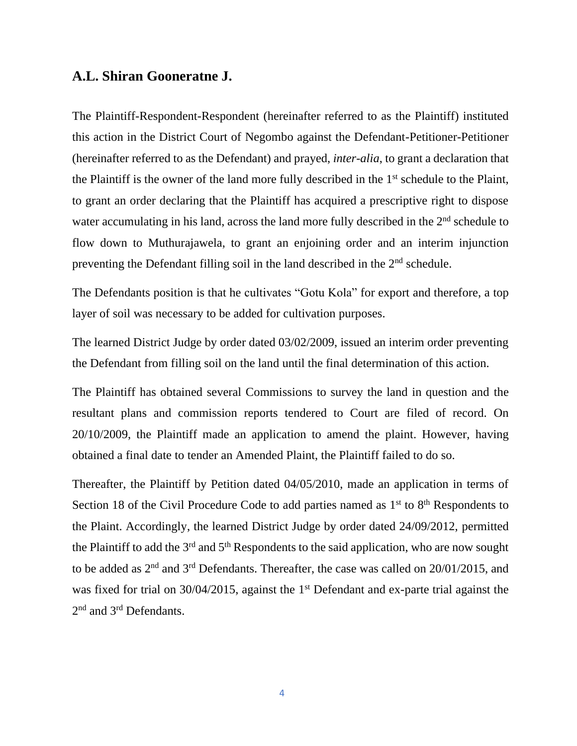## A.L. Shiran Gooneratne J.

The Plaintiff-Respondent-Respondent (hereinafter referred to as the Plaintiff) instituted this action in the District Court of Negombo against the Defendant-Petitioner-Petitioner (hereinafter referred to as the Defendant) and prayed, *inter-alia*, to grant a declaration that the Plaintiff is the owner of the land more fully described in the 1st schedule to the Plaint, to grant an order declaring that the Plaintiff has acquired a prescriptive right to dispose water accumulating in his land, across the land more fully described in the 2nd schedule to flow down to Muthurajawela, to grant an enjoining order and an interim injunction preventing the Defendant filling soil in the land described in the 2nd schedule.

The Defendants position is that he cultivates "Gotu Kola" for export and therefore, a top layer of soil was necessary to be added for cultivation purposes.

The learned District Judge by order dated 03/02/2009, issued an interim order preventing the Defendant from filling soil on the land until the final determination of this action.

The Plaintiff has obtained several Commissions to survey the land in question and the resultant plans and commission reports tendered to Court are filed of record. On 20/10/2009, the Plaintiff made an application to amend the plaint. However, having obtained a final date to tender an Amended Plaint, the Plaintiff failed to do so.

Thereafter, the Plaintiff by Petition dated 04/05/2010, made an application in terms of Section 18 of the Civil Procedure Code to add parties named as 1st to 8th Respondents to the Plaint. Accordingly, the learned District Judge by order dated 24/09/2012, permitted the Plaintiff to add the 3rd and 5th Respondents to the said application, who are now sought to be added as 2nd and 3rd Defendants. Thereafter, the case was called on 20/01/2015, and was fixed for trial on 30/04/2015, against the 1st Defendant and ex-parte trial against the 2nd and 3rd Defendants.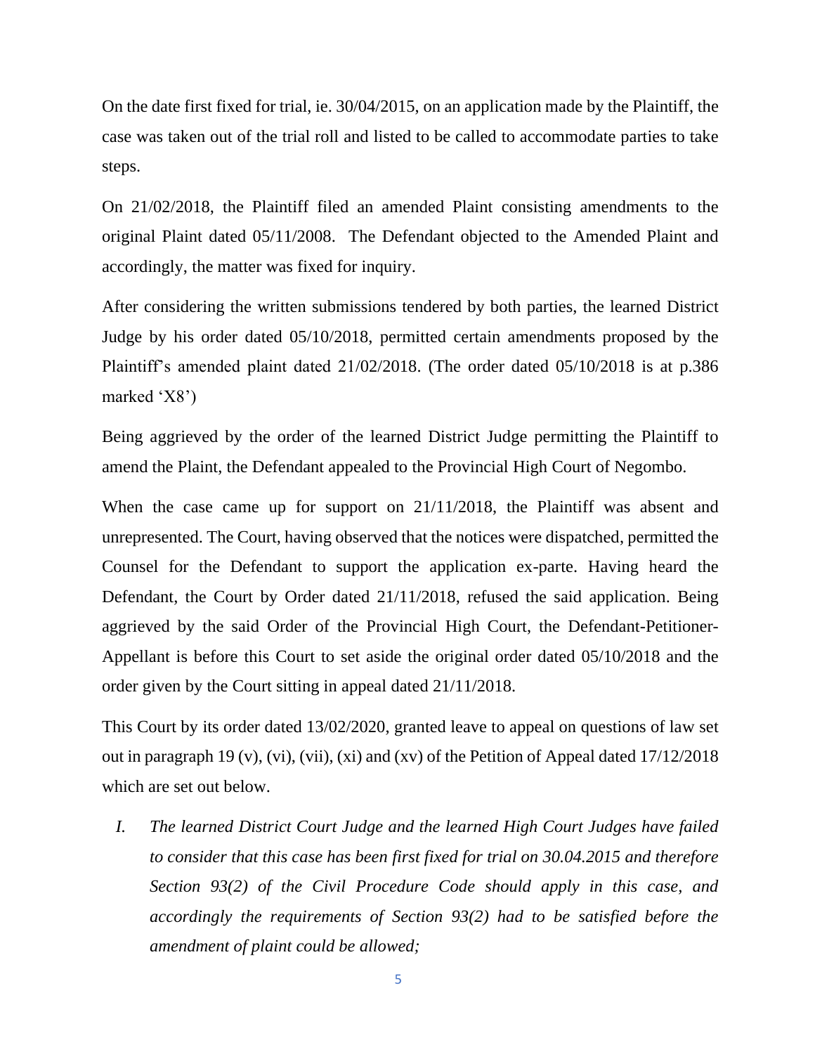On the date first fixed for trial, ie. 30/04/2015, on an application made by the Plaintiff, the case was taken out of the trial roll and listed to be called to accommodate parties to take steps.

On 21/02/2018, the Plaintiff filed an amended Plaint consisting amendments to the original Plaint dated 05/11/2008. The Defendant objected to the Amended Plaint and accordingly, the matter was fixed for inquiry.

After considering the written submissions tendered by both parties, the learned District Judge by his order dated 05/10/2018, permitted certain amendments proposed by the Plaintiff's amended plaint dated 21/02/2018. (The order dated 05/10/2018 is at p.386 marked 'X8')

Being aggrieved by the order of the learned District Judge permitting the Plaintiff to amend the Plaint, the Defendant appealed to the Provincial High Court of Negombo.

When the case came up for support on 21/11/2018, the Plaintiff was absent and unrepresented. The Court, having observed that the notices were dispatched, permitted the Counsel for the Defendant to support the application ex-parte. Having heard the Defendant, the Court by Order dated 21/11/2018, refused the said application. Being aggrieved by the said Order of the Provincial High Court, the Defendant-Petitioner-Appellant is before this Court to set aside the original order dated 05/10/2018 and the order given by the Court sitting in appeal dated 21/11/2018.

This Court by its order dated 13/02/2020, granted leave to appeal on questions of law set out in paragraph 19 (v), (vi), (vii), (xi) and (xv) of the Petition of Appeal dated 17/12/2018 which are set out below.

I. *The learned District Court Judge and the learned High Court Judges have failed to consider that this case has been first fixed for trial on 30.04.2015 and therefore Section 93(2) of the Civil Procedure Code should apply in this case, and accordingly the requirements of Section 93(2) had to be satisfied before the amendment of plaint could be allowed;*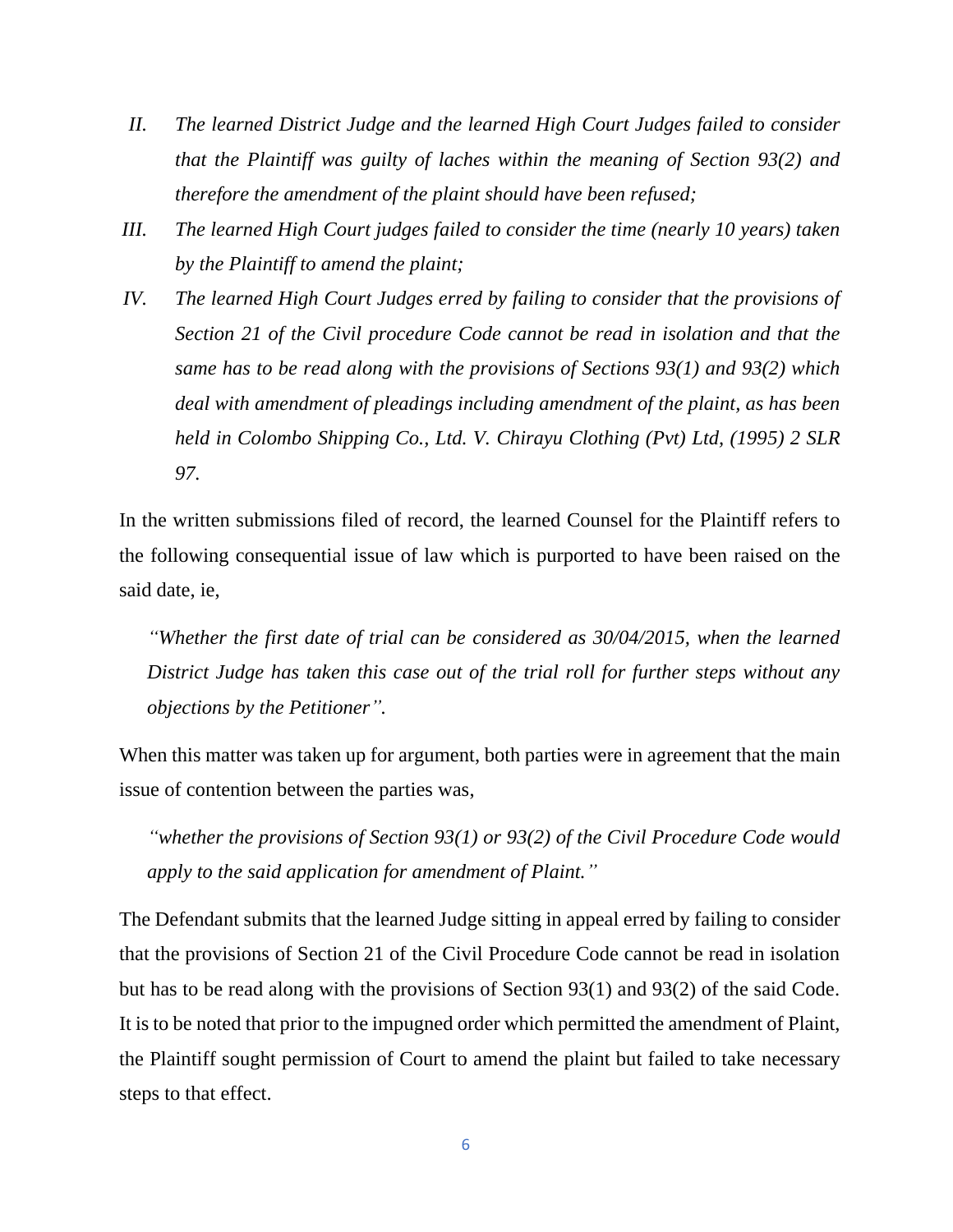II. *The learned District Judge and the learned High Court Judges failed to consider that the Plaintiff was guilty of laches within the meaning of Section 93(2) and therefore the amendment of the plaint should have been refused;*

III. *The learned High Court judges failed to consider the time (nearly 10 years) taken by the Plaintiff to amend the plaint;*

IV. *The learned High Court Judges erred by failing to consider that the provisions of Section 21 of the Civil procedure Code cannot be read in isolation and that the same has to be read along with the provisions of Sections 93(1) and 93(2) which deal with amendment of pleadings including amendment of the plaint, as has been held in Colombo Shipping Co., Ltd. V. Chirayu Clothing (Pvt) Ltd, (1995) 2 SLR 97.*

In the written submissions filed of record, the learned Counsel for the Plaintiff refers to the following consequential issue of law which is purported to have been raised on the said date, ie,

> *"Whether the first date of trial can be considered as 30/04/2015, when the learned District Judge has taken this case out of the trial roll for further steps without any objections by the Petitioner".*

When this matter was taken up for argument, both parties were in agreement that the main issue of contention between the parties was,

> *"whether the provisions of Section 93(1) or 93(2) of the Civil Procedure Code would apply to the said application for amendment of Plaint."*

The Defendant submits that the learned Judge sitting in appeal erred by failing to consider that the provisions of Section 21 of the Civil Procedure Code cannot be read in isolation but has to be read along with the provisions of Section 93(1) and 93(2) of the said Code. It is to be noted that prior to the impugned order which permitted the amendment of Plaint, the Plaintiff sought permission of Court to amend the plaint but failed to take necessary steps to that effect.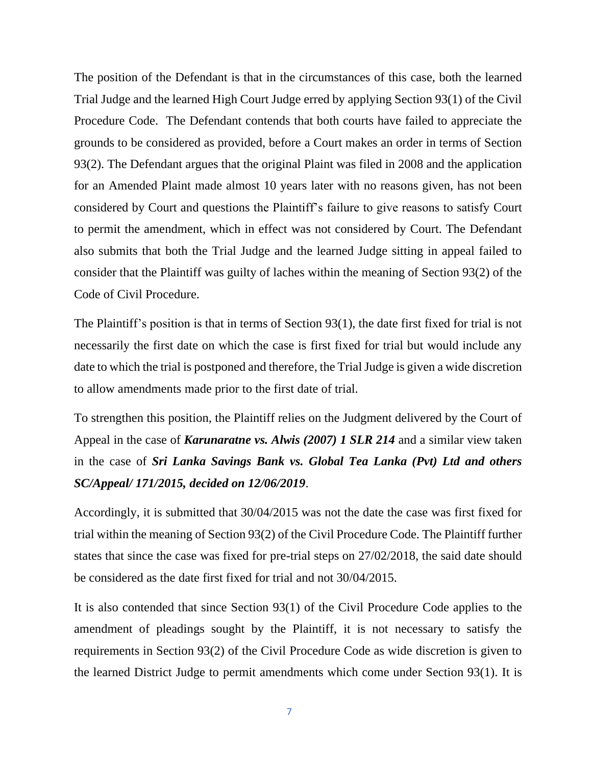The position of the Defendant is that in the circumstances of this case, both the learned Trial Judge and the learned High Court Judge erred by applying Section 93(1) of the Civil Procedure Code. The Defendant contends that both courts have failed to appreciate the grounds to be considered as provided, before a Court makes an order in terms of Section 93(2). The Defendant argues that the original Plaint was filed in 2008 and the application for an Amended Plaint made almost 10 years later with no reasons given, has not been considered by Court and questions the Plaintiff's failure to give reasons to satisfy Court to permit the amendment, which in effect was not considered by Court. The Defendant also submits that both the Trial Judge and the learned Judge sitting in appeal failed to consider that the Plaintiff was guilty of laches within the meaning of Section 93(2) of the Code of Civil Procedure.

The Plaintiff's position is that in terms of Section 93(1), the date first fixed for trial is not necessarily the first date on which the case is first fixed for trial but would include any date to which the trial is postponed and therefore, the Trial Judge is given a wide discretion to allow amendments made prior to the first date of trial.

To strengthen this position, the Plaintiff relies on the Judgment delivered by the Court of Appeal in the case of ***Karunaratne vs. Alwis (2007) 1 SLR 214*** and a similar view taken in the case of ***Sri Lanka Savings Bank vs. Global Tea Lanka (Pvt) Ltd and others SC/Appeal/ 171/2015, decided on 12/06/2019***.

Accordingly, it is submitted that 30/04/2015 was not the date the case was first fixed for trial within the meaning of Section 93(2) of the Civil Procedure Code. The Plaintiff further states that since the case was fixed for pre-trial steps on 27/02/2018, the said date should be considered as the date first fixed for trial and not 30/04/2015.

It is also contended that since Section 93(1) of the Civil Procedure Code applies to the amendment of pleadings sought by the Plaintiff, it is not necessary to satisfy the requirements in Section 93(2) of the Civil Procedure Code as wide discretion is given to the learned District Judge to permit amendments which come under Section 93(1). It is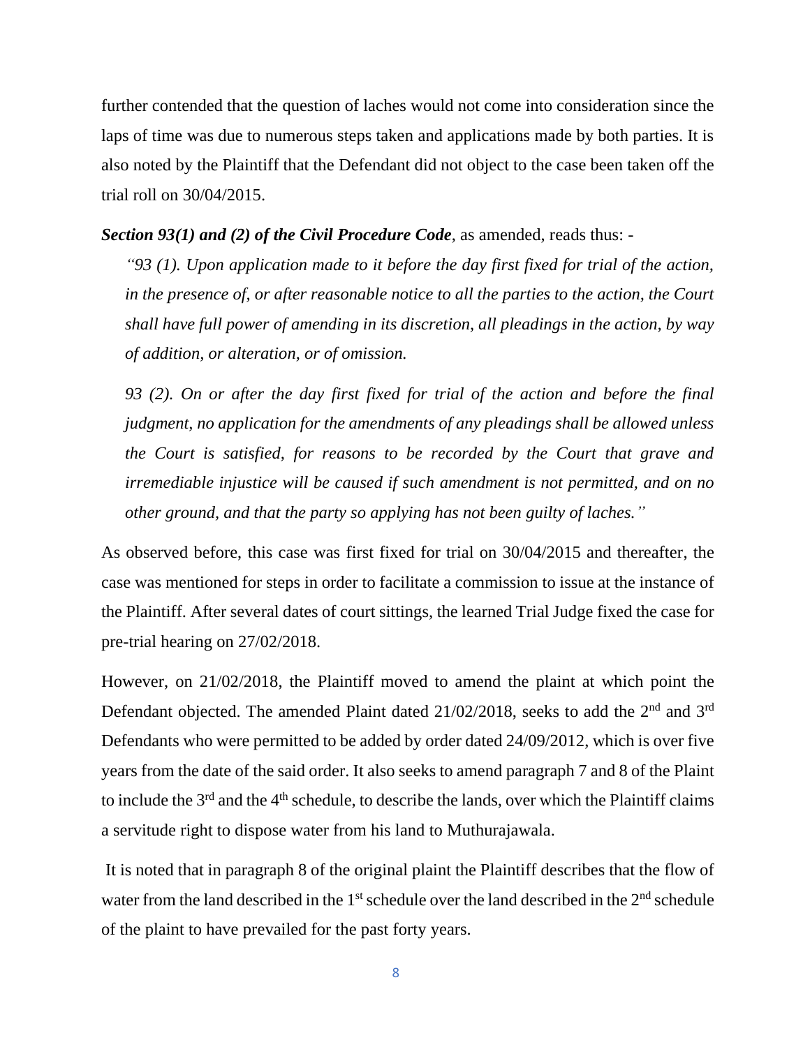further contended that the question of laches would not come into consideration since the laps of time was due to numerous steps taken and applications made by both parties. It is also noted by the Plaintiff that the Defendant did not object to the case been taken off the trial roll on 30/04/2015.

***Section 93(1) and (2) of the Civil Procedure Code***, as amended, reads thus: -

> *"93 (1). Upon application made to it before the day first fixed for trial of the action, in the presence of, or after reasonable notice to all the parties to the action, the Court shall have full power of amending in its discretion, all pleadings in the action, by way of addition, or alteration, or of omission.*
>
> *93 (2). On or after the day first fixed for trial of the action and before the final judgment, no application for the amendments of any pleadings shall be allowed unless the Court is satisfied, for reasons to be recorded by the Court that grave and irremediable injustice will be caused if such amendment is not permitted, and on no other ground, and that the party so applying has not been guilty of laches."*

As observed before, this case was first fixed for trial on 30/04/2015 and thereafter, the case was mentioned for steps in order to facilitate a commission to issue at the instance of the Plaintiff. After several dates of court sittings, the learned Trial Judge fixed the case for pre-trial hearing on 27/02/2018.

However, on 21/02/2018, the Plaintiff moved to amend the plaint at which point the Defendant objected. The amended Plaint dated 21/02/2018, seeks to add the 2nd and 3rd Defendants who were permitted to be added by order dated 24/09/2012, which is over five years from the date of the said order. It also seeks to amend paragraph 7 and 8 of the Plaint to include the 3rd and the 4th schedule, to describe the lands, over which the Plaintiff claims a servitude right to dispose water from his land to Muthurajawala.

It is noted that in paragraph 8 of the original plaint the Plaintiff describes that the flow of water from the land described in the 1st schedule over the land described in the 2nd schedule of the plaint to have prevailed for the past forty years.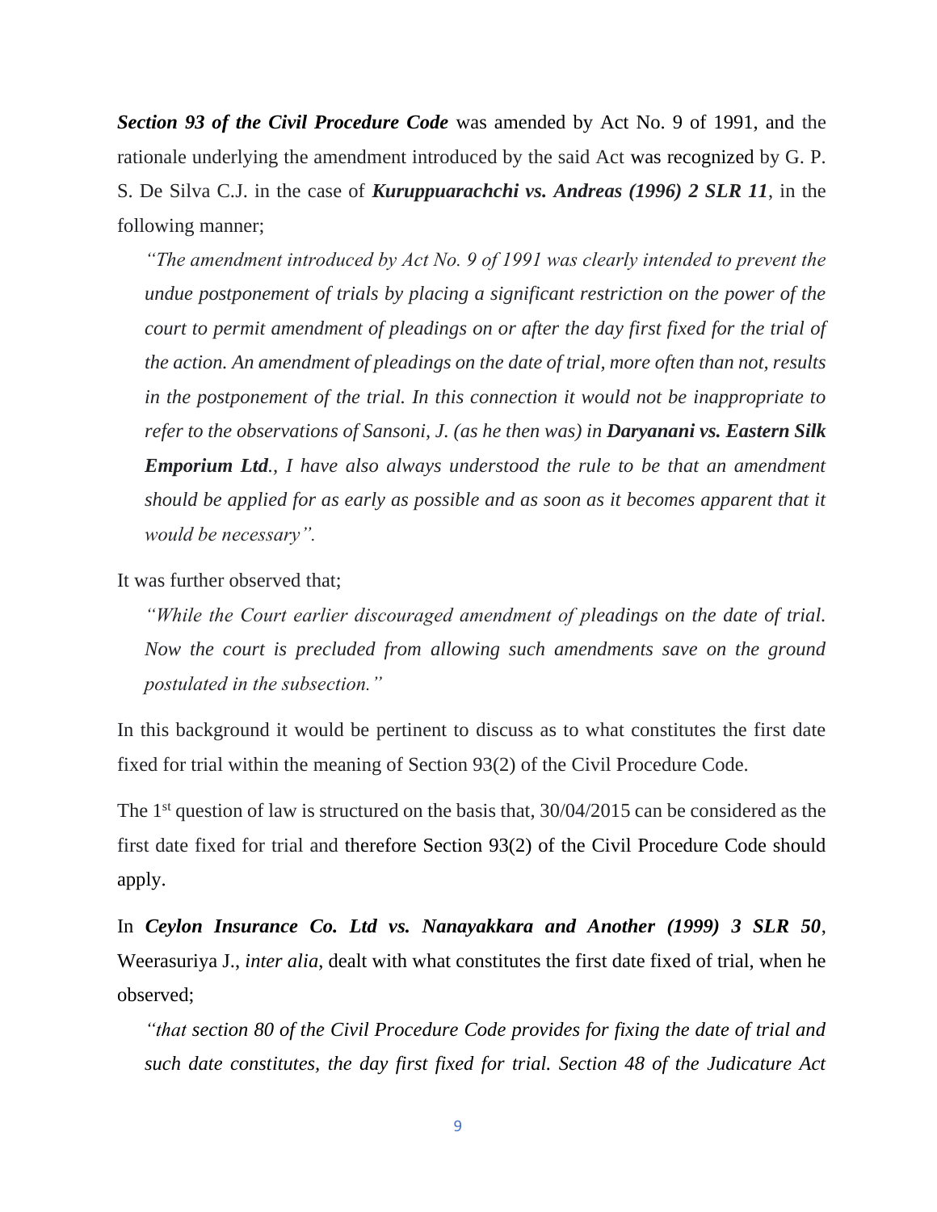***Section 93 of the Civil Procedure Code*** was amended by Act No. 9 of 1991, and the rationale underlying the amendment introduced by the said Act was recognized by G. P. S. De Silva C.J. in the case of ***Kuruppuarachchi vs. Andreas (1996) 2 SLR 11***, in the following manner;

> *"The amendment introduced by Act No. 9 of 1991 was clearly intended to prevent the undue postponement of trials by placing a significant restriction on the power of the court to permit amendment of pleadings on or after the day first fixed for the trial of the action. An amendment of pleadings on the date of trial, more often than not, results in the postponement of the trial. In this connection it would not be inappropriate to refer to the observations of Sansoni, J. (as he then was) in* ***Daryanani vs. Eastern Silk Emporium Ltd****., I have also always understood the rule to be that an amendment should be applied for as early as possible and as soon as it becomes apparent that it would be necessary".*

It was further observed that;

> *"While the Court earlier discouraged amendment of pleadings on the date of trial. Now the court is precluded from allowing such amendments save on the ground postulated in the subsection."*

In this background it would be pertinent to discuss as to what constitutes the first date fixed for trial within the meaning of Section 93(2) of the Civil Procedure Code.

The 1st question of law is structured on the basis that, 30/04/2015 can be considered as the first date fixed for trial and therefore Section 93(2) of the Civil Procedure Code should apply.

In ***Ceylon Insurance Co. Ltd vs. Nanayakkara and Another (1999) 3 SLR 50***, Weerasuriya J., *inter alia*, dealt with what constitutes the first date fixed of trial, when he observed;

> *"that section 80 of the Civil Procedure Code provides for fixing the date of trial and such date constitutes, the day first fixed for trial. Section 48 of the Judicature Act*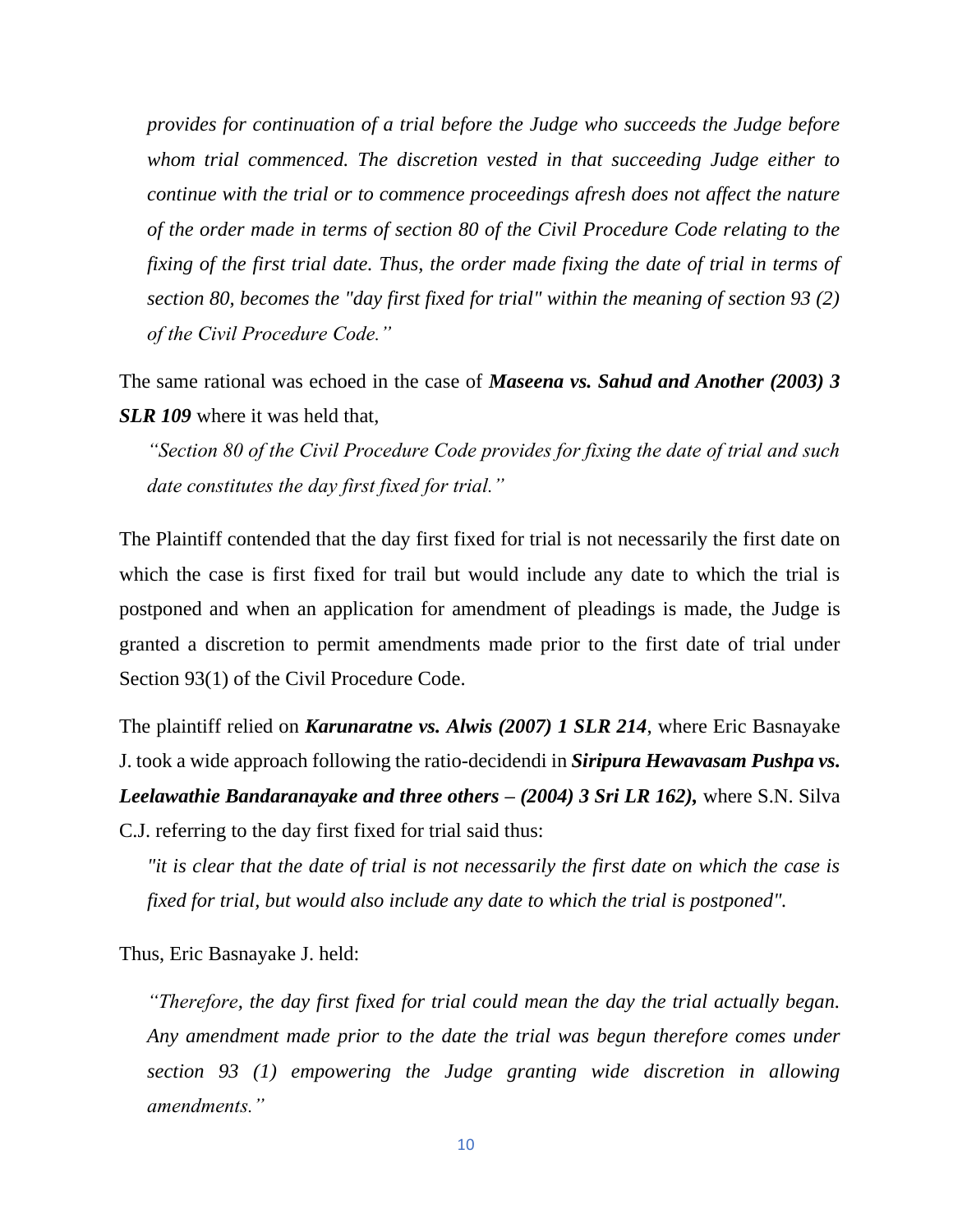*provides for continuation of a trial before the Judge who succeeds the Judge before whom trial commenced. The discretion vested in that succeeding Judge either to continue with the trial or to commence proceedings afresh does not affect the nature of the order made in terms of section 80 of the Civil Procedure Code relating to the fixing of the first trial date. Thus, the order made fixing the date of trial in terms of section 80, becomes the "day first fixed for trial" within the meaning of section 93 (2) of the Civil Procedure Code."*

The same rational was echoed in the case of ***Maseena vs. Sahud and Another (2003) 3 SLR 109*** where it was held that,

> *"Section 80 of the Civil Procedure Code provides for fixing the date of trial and such date constitutes the day first fixed for trial."*

The Plaintiff contended that the day first fixed for trial is not necessarily the first date on which the case is first fixed for trail but would include any date to which the trial is postponed and when an application for amendment of pleadings is made, the Judge is granted a discretion to permit amendments made prior to the first date of trial under Section 93(1) of the Civil Procedure Code.

The plaintiff relied on ***Karunaratne vs. Alwis (2007) 1 SLR 214***, where Eric Basnayake J. took a wide approach following the ratio-decidendi in ***Siripura Hewavasam Pushpa vs. Leelawathie Bandaranayake and three others – (2004) 3 Sri LR 162),*** where S.N. Silva C.J. referring to the day first fixed for trial said thus:

> *"it is clear that the date of trial is not necessarily the first date on which the case is fixed for trial, but would also include any date to which the trial is postponed".*

Thus, Eric Basnayake J. held:

> *"Therefore, the day first fixed for trial could mean the day the trial actually began. Any amendment made prior to the date the trial was begun therefore comes under section 93 (1) empowering the Judge granting wide discretion in allowing amendments."*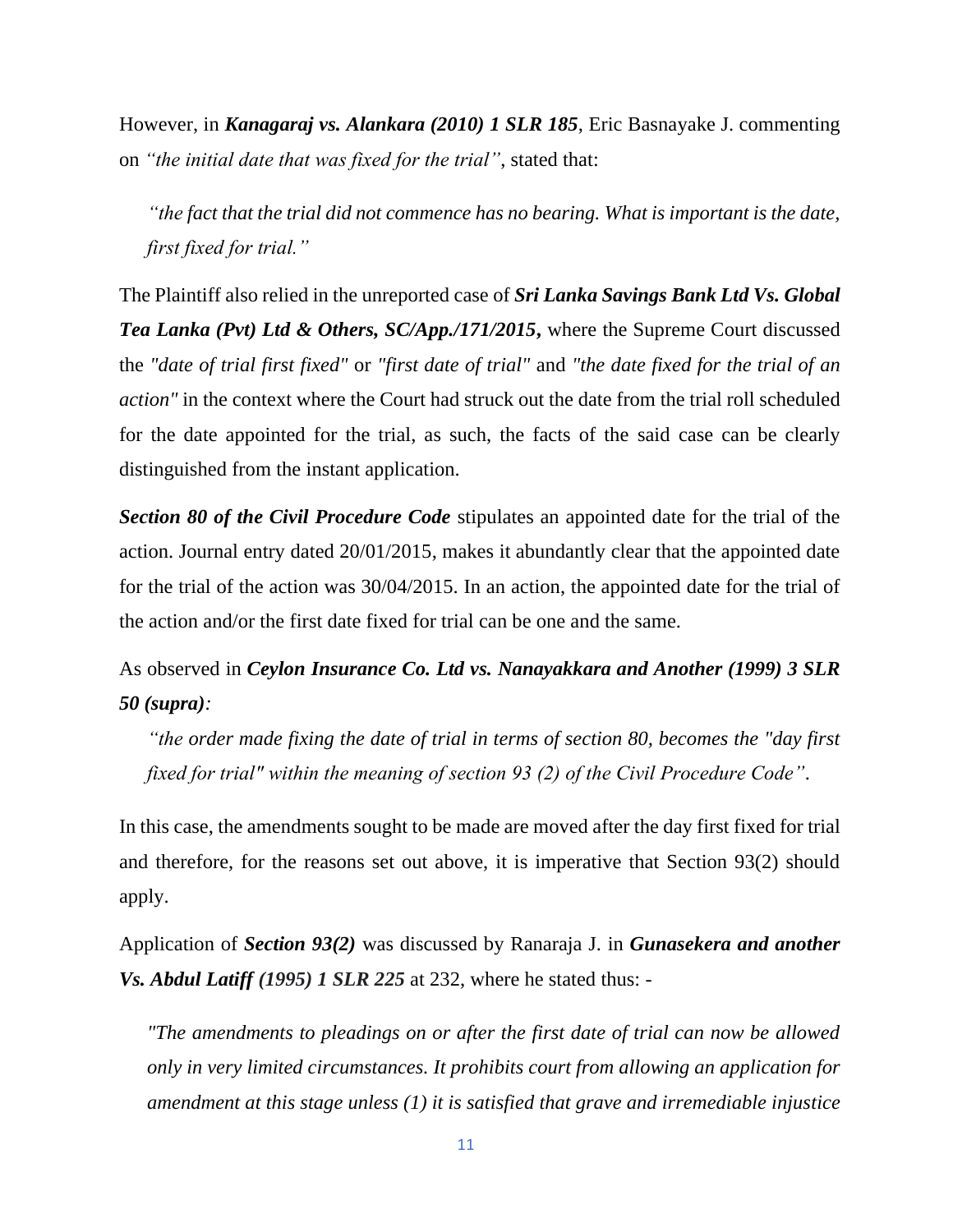However, in ***Kanagaraj vs. Alankara (2010) 1 SLR 185***, Eric Basnayake J. commenting on *"the initial date that was fixed for the trial"*, stated that:

> *"the fact that the trial did not commence has no bearing. What is important is the date, first fixed for trial."*

The Plaintiff also relied in the unreported case of ***Sri Lanka Savings Bank Ltd Vs. Global Tea Lanka (Pvt) Ltd & Others, SC/App./171/2015***, where the Supreme Court discussed the *"date of trial first fixed"* or *"first date of trial"* and *"the date fixed for the trial of an action"* in the context where the Court had struck out the date from the trial roll scheduled for the date appointed for the trial, as such, the facts of the said case can be clearly distinguished from the instant application.

***Section 80 of the Civil Procedure Code*** stipulates an appointed date for the trial of the action. Journal entry dated 20/01/2015, makes it abundantly clear that the appointed date for the trial of the action was 30/04/2015. In an action, the appointed date for the trial of the action and/or the first date fixed for trial can be one and the same.

As observed in ***Ceylon Insurance Co. Ltd vs. Nanayakkara and Another (1999) 3 SLR 50 (supra)***:

> *"the order made fixing the date of trial in terms of section 80, becomes the "day first fixed for trial" within the meaning of section 93 (2) of the Civil Procedure Code"*.

In this case, the amendments sought to be made are moved after the day first fixed for trial and therefore, for the reasons set out above, it is imperative that Section 93(2) should apply.

Application of ***Section 93(2)*** was discussed by Ranaraja J. in ***Gunasekera and another Vs. Abdul Latiff (1995) 1 SLR 225*** at 232, where he stated thus: -

> *"The amendments to pleadings on or after the first date of trial can now be allowed only in very limited circumstances. It prohibits court from allowing an application for amendment at this stage unless (1) it is satisfied that grave and irremediable injustice*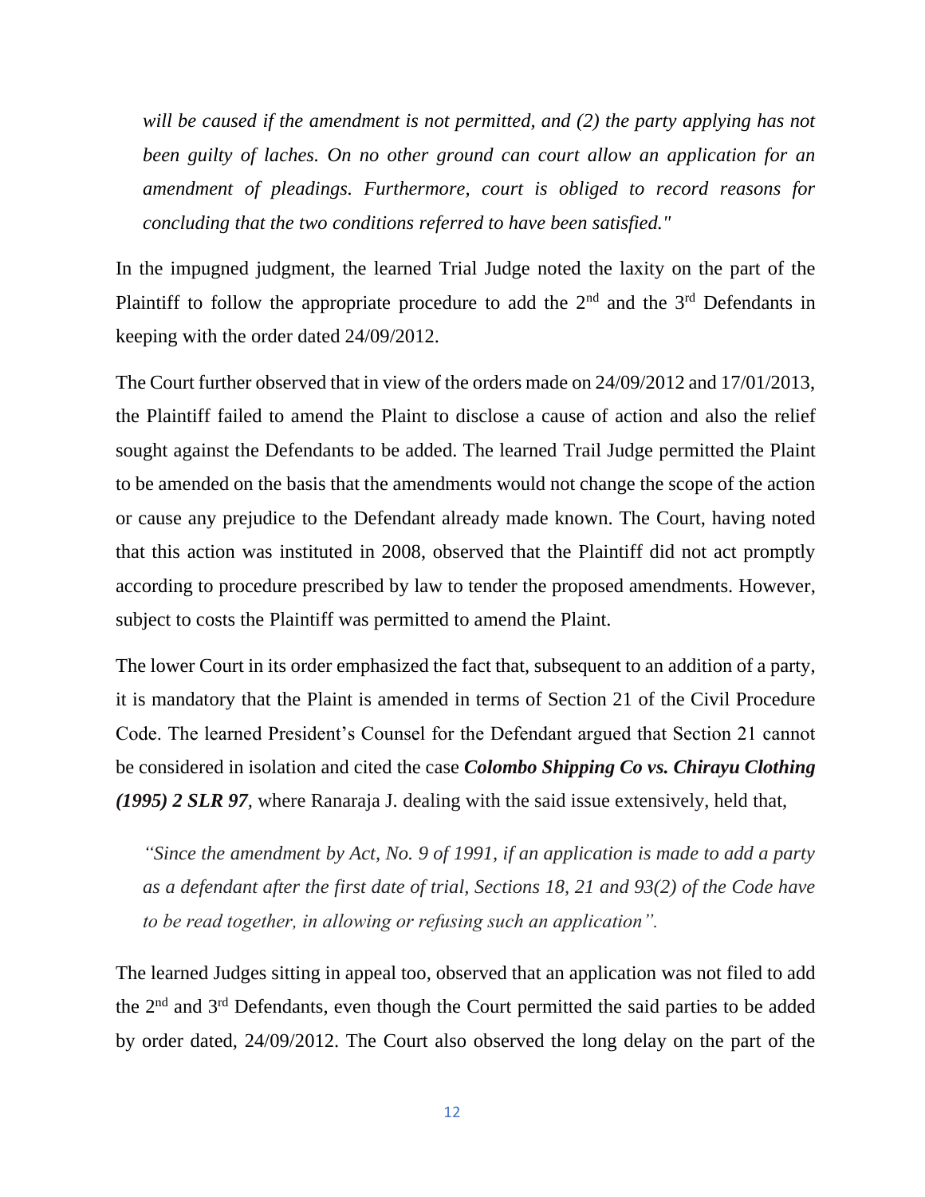*will be caused if the amendment is not permitted, and (2) the party applying has not been guilty of laches. On no other ground can court allow an application for an amendment of pleadings. Furthermore, court is obliged to record reasons for concluding that the two conditions referred to have been satisfied."*

In the impugned judgment, the learned Trial Judge noted the laxity on the part of the Plaintiff to follow the appropriate procedure to add the 2nd and the 3rd Defendants in keeping with the order dated 24/09/2012.

The Court further observed that in view of the orders made on 24/09/2012 and 17/01/2013, the Plaintiff failed to amend the Plaint to disclose a cause of action and also the relief sought against the Defendants to be added. The learned Trail Judge permitted the Plaint to be amended on the basis that the amendments would not change the scope of the action or cause any prejudice to the Defendant already made known. The Court, having noted that this action was instituted in 2008, observed that the Plaintiff did not act promptly according to procedure prescribed by law to tender the proposed amendments. However, subject to costs the Plaintiff was permitted to amend the Plaint.

The lower Court in its order emphasized the fact that, subsequent to an addition of a party, it is mandatory that the Plaint is amended in terms of Section 21 of the Civil Procedure Code. The learned President's Counsel for the Defendant argued that Section 21 cannot be considered in isolation and cited the case ***Colombo Shipping Co vs. Chirayu Clothing (1995) 2 SLR 97***, where Ranaraja J. dealing with the said issue extensively, held that,

*"Since the amendment by Act, No. 9 of 1991, if an application is made to add a party as a defendant after the first date of trial, Sections 18, 21 and 93(2) of the Code have to be read together, in allowing or refusing such an application".*

The learned Judges sitting in appeal too, observed that an application was not filed to add the 2nd and 3rd Defendants, even though the Court permitted the said parties to be added by order dated, 24/09/2012. The Court also observed the long delay on the part of the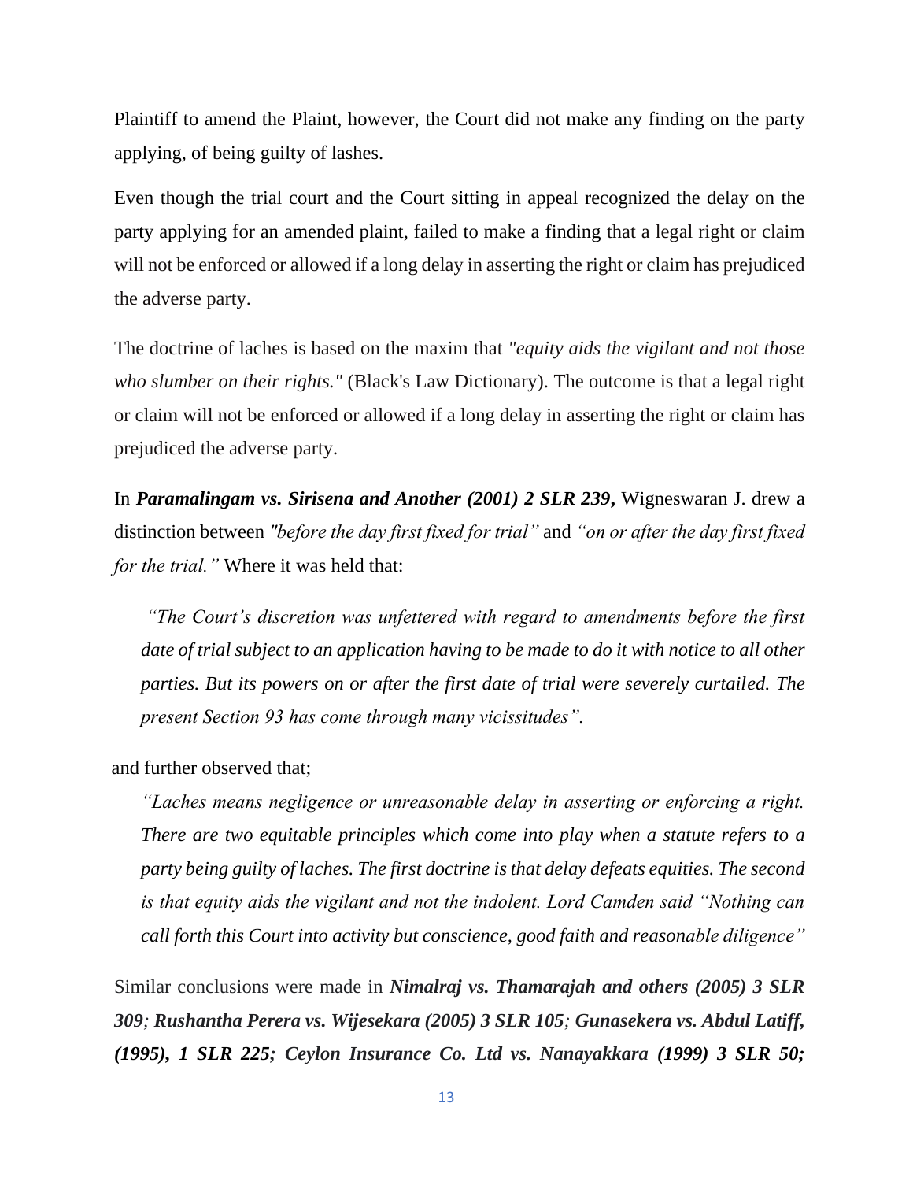Plaintiff to amend the Plaint, however, the Court did not make any finding on the party applying, of being guilty of lashes.

Even though the trial court and the Court sitting in appeal recognized the delay on the party applying for an amended plaint, failed to make a finding that a legal right or claim will not be enforced or allowed if a long delay in asserting the right or claim has prejudiced the adverse party.

The doctrine of laches is based on the maxim that *"equity aids the vigilant and not those who slumber on their rights."* (Black's Law Dictionary). The outcome is that a legal right or claim will not be enforced or allowed if a long delay in asserting the right or claim has prejudiced the adverse party.

In ***Paramalingam vs. Sirisena and Another (2001) 2 SLR 239***, Wigneswaran J. drew a distinction between *"before the day first fixed for trial"* and *"on or after the day first fixed for the trial."* Where it was held that:

> *"The Court's discretion was unfettered with regard to amendments before the first date of trial subject to an application having to be made to do it with notice to all other parties. But its powers on or after the first date of trial were severely curtailed. The present Section 93 has come through many vicissitudes".*

and further observed that;

> *"Laches means negligence or unreasonable delay in asserting or enforcing a right. There are two equitable principles which come into play when a statute refers to a party being guilty of laches. The first doctrine is that delay defeats equities. The second is that equity aids the vigilant and not the indolent. Lord Camden said "Nothing can call forth this Court into activity but conscience, good faith and reasonable diligence"*

Similar conclusions were made in ***Nimalraj vs. Thamarajah and others (2005) 3 SLR 309; Rushantha Perera vs. Wijesekara (2005) 3 SLR 105; Gunasekera vs. Abdul Latiff, (1995), 1 SLR 225; Ceylon Insurance Co. Ltd vs. Nanayakkara (1999) 3 SLR 50;***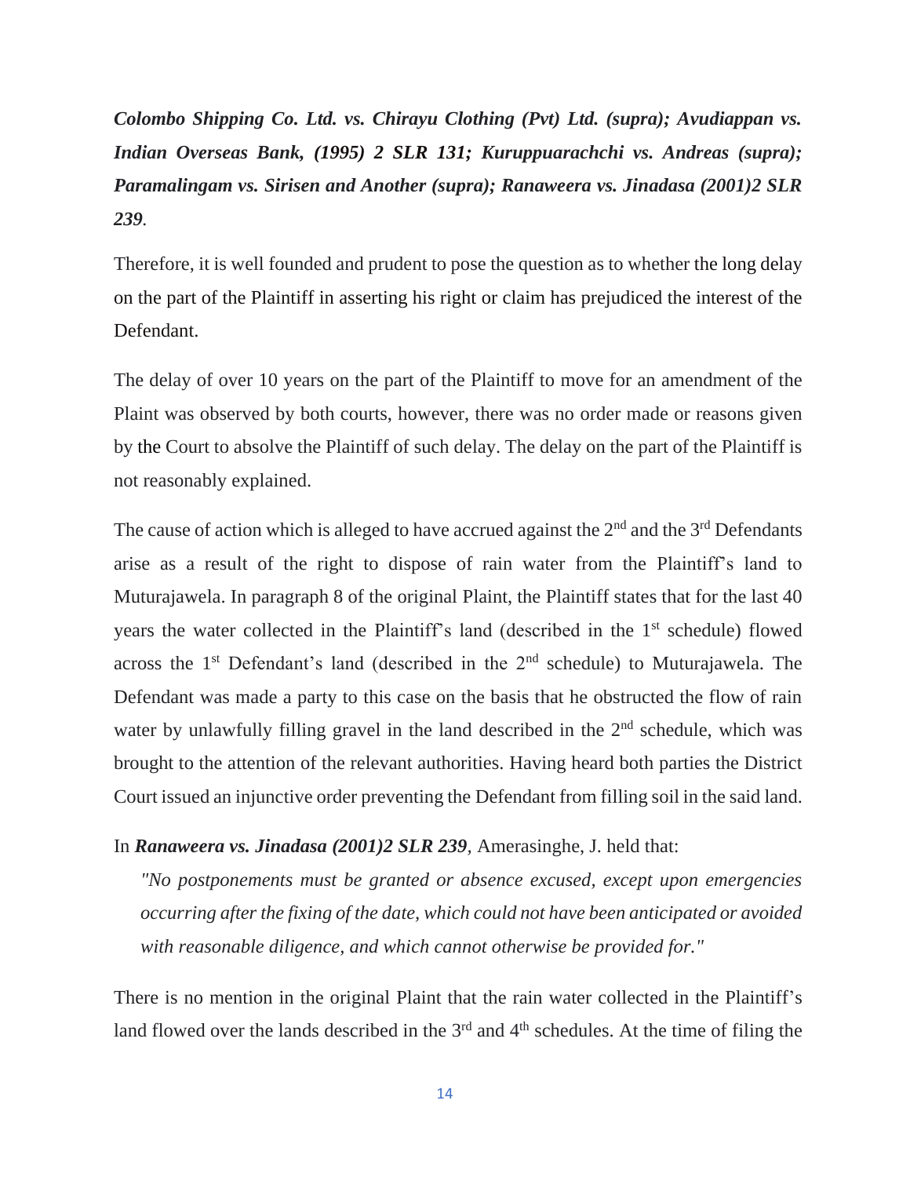***Colombo Shipping Co. Ltd. vs. Chirayu Clothing (Pvt) Ltd. (supra); Avudiappan vs. Indian Overseas Bank, (1995) 2 SLR 131; Kuruppuarachchi vs. Andreas (supra); Paramalingam vs. Sirisen and Another (supra); Ranaweera vs. Jinadasa (2001)2 SLR 239***.

Therefore, it is well founded and prudent to pose the question as to whether the long delay on the part of the Plaintiff in asserting his right or claim has prejudiced the interest of the Defendant.

The delay of over 10 years on the part of the Plaintiff to move for an amendment of the Plaint was observed by both courts, however, there was no order made or reasons given by the Court to absolve the Plaintiff of such delay. The delay on the part of the Plaintiff is not reasonably explained.

The cause of action which is alleged to have accrued against the 2nd and the 3rd Defendants arise as a result of the right to dispose of rain water from the Plaintiff's land to Muturajawela. In paragraph 8 of the original Plaint, the Plaintiff states that for the last 40 years the water collected in the Plaintiff's land (described in the 1st schedule) flowed across the 1st Defendant's land (described in the 2nd schedule) to Muturajawela. The Defendant was made a party to this case on the basis that he obstructed the flow of rain water by unlawfully filling gravel in the land described in the 2nd schedule, which was brought to the attention of the relevant authorities. Having heard both parties the District Court issued an injunctive order preventing the Defendant from filling soil in the said land.

In ***Ranaweera vs. Jinadasa (2001)2 SLR 239***, Amerasinghe, J. held that:

> *"No postponements must be granted or absence excused, except upon emergencies occurring after the fixing of the date, which could not have been anticipated or avoided with reasonable diligence, and which cannot otherwise be provided for."*

There is no mention in the original Plaint that the rain water collected in the Plaintiff's land flowed over the lands described in the 3rd and 4th schedules. At the time of filing the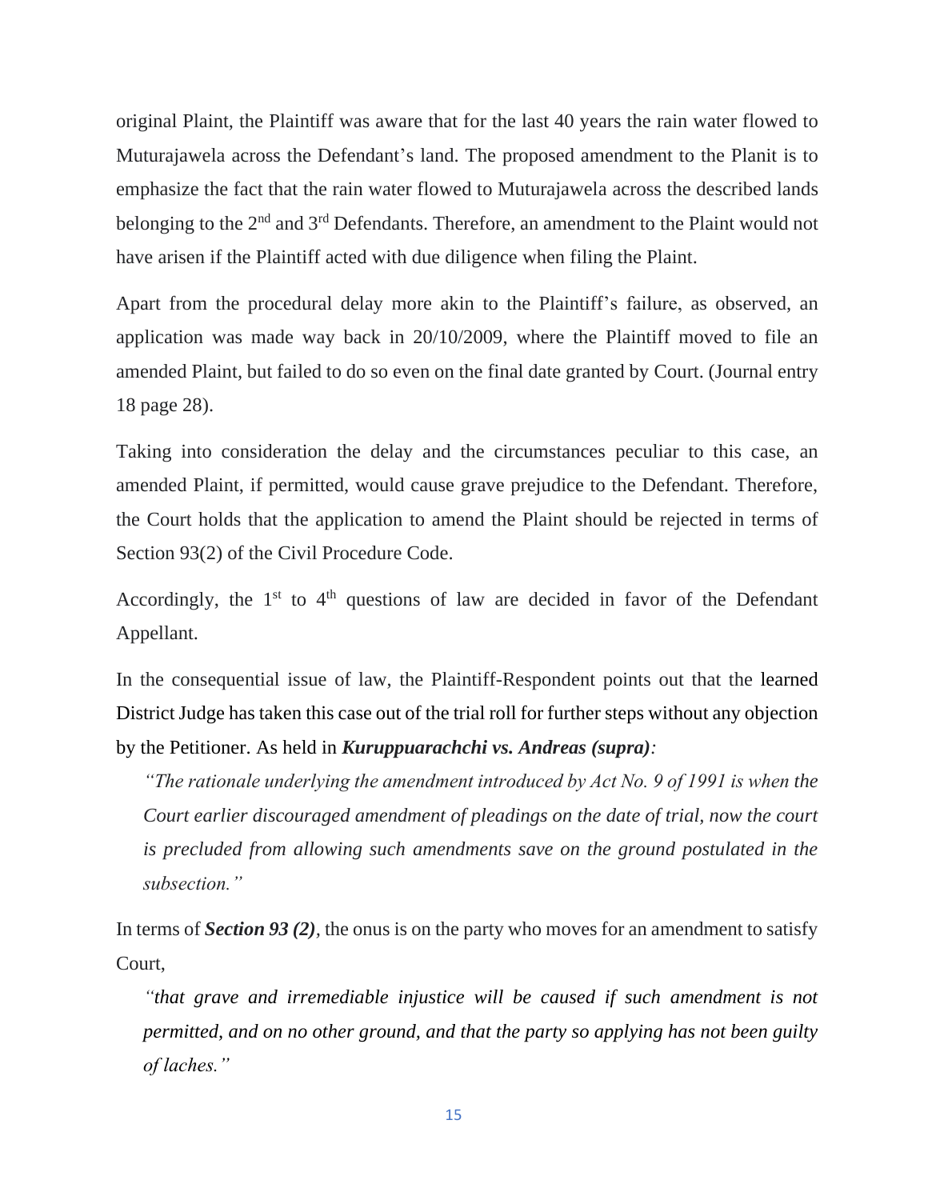original Plaint, the Plaintiff was aware that for the last 40 years the rain water flowed to Muturajawela across the Defendant's land. The proposed amendment to the Planit is to emphasize the fact that the rain water flowed to Muturajawela across the described lands belonging to the 2nd and 3rd Defendants. Therefore, an amendment to the Plaint would not have arisen if the Plaintiff acted with due diligence when filing the Plaint.

Apart from the procedural delay more akin to the Plaintiff's failure, as observed, an application was made way back in 20/10/2009, where the Plaintiff moved to file an amended Plaint, but failed to do so even on the final date granted by Court. (Journal entry 18 page 28).

Taking into consideration the delay and the circumstances peculiar to this case, an amended Plaint, if permitted, would cause grave prejudice to the Defendant. Therefore, the Court holds that the application to amend the Plaint should be rejected in terms of Section 93(2) of the Civil Procedure Code.

Accordingly, the 1st to 4th questions of law are decided in favor of the Defendant Appellant.

In the consequential issue of law, the Plaintiff-Respondent points out that the learned District Judge has taken this case out of the trial roll for further steps without any objection by the Petitioner. As held in ***Kuruppuarachchi vs. Andreas (supra)***:

> *"The rationale underlying the amendment introduced by Act No. 9 of 1991 is when the Court earlier discouraged amendment of pleadings on the date of trial, now the court is precluded from allowing such amendments save on the ground postulated in the subsection."*

In terms of ***Section 93 (2)***, the onus is on the party who moves for an amendment to satisfy Court,

> *"that grave and irremediable injustice will be caused if such amendment is not permitted, and on no other ground, and that the party so applying has not been guilty of laches."*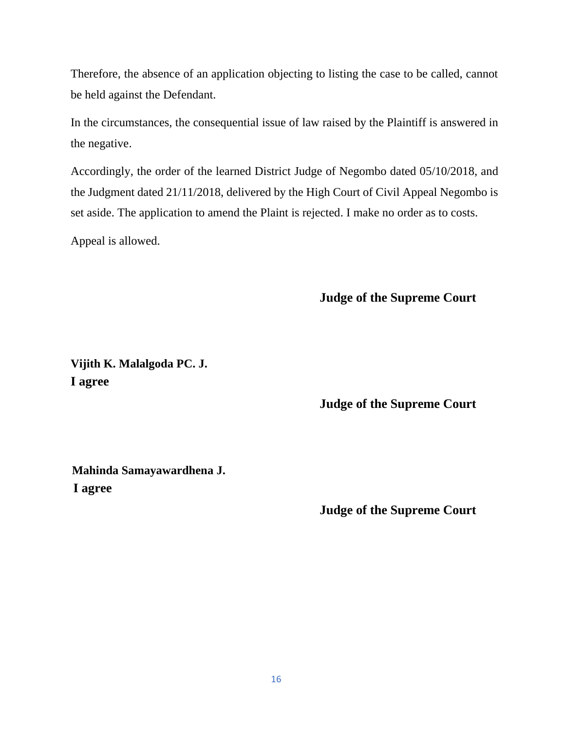Therefore, the absence of an application objecting to listing the case to be called, cannot be held against the Defendant.

In the circumstances, the consequential issue of law raised by the Plaintiff is answered in the negative.

Accordingly, the order of the learned District Judge of Negombo dated 05/10/2018, and the Judgment dated 21/11/2018, delivered by the High Court of Civil Appeal Negombo is set aside. The application to amend the Plaint is rejected. I make no order as to costs.

Appeal is allowed.

**Judge of the Supreme Court**

**Vijith K. Malalgoda PC. J.**
**I agree**

**Judge of the Supreme Court**

**Mahinda Samayawardhena J.**
**I agree**

**Judge of the Supreme Court**